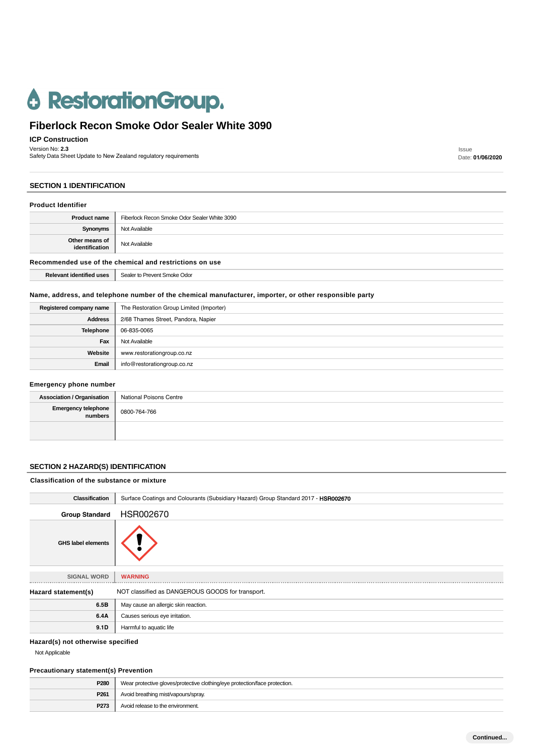RestorationGroup.

# Fiberlock Recon Smoke Odor Sealer White 3090

**ICP Construction**

Version No: **2.3**
Safety Data Sheet Update to New Zealand regulatory requirements

Issue Date: **01/06/2020**

## SECTION 1 IDENTIFICATION

### Product Identifier

| | |
|---|---|
| **Product name** | Fiberlock Recon Smoke Odor Sealer White 3090 |
| **Synonyms** | Not Available |
| **Other means of identification** | Not Available |

### Recommended use of the chemical and restrictions on use

| | |
|---|---|
| **Relevant identified uses** | Sealer to Prevent Smoke Odor |

### Name, address, and telephone number of the chemical manufacturer, importer, or other responsible party

| | |
|---|---|
| **Registered company name** | The Restoration Group Limited (Importer) |
| **Address** | 2/68 Thames Street, Pandora, Napier |
| **Telephone** | 06-835-0065 |
| **Fax** | Not Available |
| **Website** | www.restorationgroup.co.nz |
| **Email** | info@restorationgroup.co.nz |

### Emergency phone number

| | |
|---|---|
| **Association / Organisation** | National Poisons Centre |
| **Emergency telephone numbers** | 0800-764-766 |
| | |

## SECTION 2 HAZARD(S) IDENTIFICATION

### Classification of the substance or mixture

| | |
|---|---|
| **Classification** | Surface Coatings and Colourants (Subsidiary Hazard) Group Standard 2017 - **HSR002670** |
| **Group Standard** | HSR002670 |
| **GHS label elements** | |
| SIGNAL WORD | WARNING |

### Hazard statement(s)

NOT classified as DANGEROUS GOODS for transport.

| | |
|---|---|
| **6.5B** | May cause an allergic skin reaction. |
| **6.4A** | Causes serious eye irritation. |
| **9.1D** | Harmful to aquatic life |

### Hazard(s) not otherwise specified

Not Applicable

### Precautionary statement(s) Prevention

| | |
|---|---|
| **P280** | Wear protective gloves/protective clothing/eye protection/face protection. |
| **P261** | Avoid breathing mist/vapours/spray. |
| **P273** | Avoid release to the environment. |

Continued...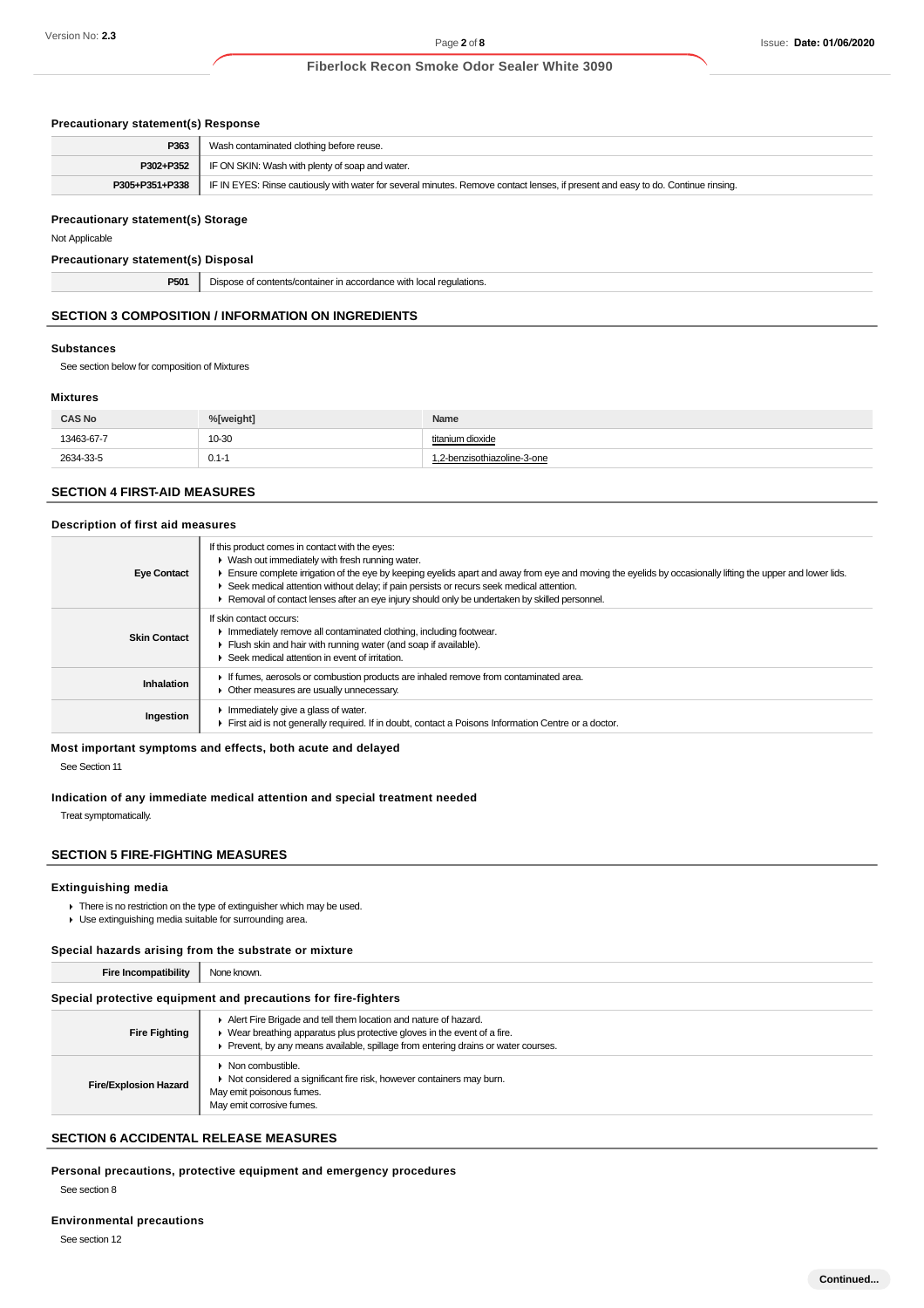### Precautionary statement(s) Response

| | |
|---|---|
| **P363** | Wash contaminated clothing before reuse. |
| **P302+P352** | IF ON SKIN: Wash with plenty of soap and water. |
| **P305+P351+P338** | IF IN EYES: Rinse cautiously with water for several minutes. Remove contact lenses, if present and easy to do. Continue rinsing. |

### Precautionary statement(s) Storage

Not Applicable

### Precautionary statement(s) Disposal

| | |
|---|---|
| **P501** | Dispose of contents/container in accordance with local regulations. |

## SECTION 3 COMPOSITION / INFORMATION ON INGREDIENTS

### Substances

See section below for composition of Mixtures

### Mixtures

| CAS No | %[weight] | Name |
|---|---|---|
| 13463-67-7 | 10-30 | titanium dioxide |
| 2634-33-5 | 0.1-1 | 1,2-benzisothiazoline-3-one |

## SECTION 4 FIRST-AID MEASURES

### Description of first aid measures

| | |
|---|---|
| **Eye Contact** | If this product comes in contact with the eyes:<br>▶ Wash out immediately with fresh running water.<br>▶ Ensure complete irrigation of the eye by keeping eyelids apart and away from eye and moving the eyelids by occasionally lifting the upper and lower lids.<br>▶ Seek medical attention without delay; if pain persists or recurs seek medical attention.<br>▶ Removal of contact lenses after an eye injury should only be undertaken by skilled personnel. |
| **Skin Contact** | If skin contact occurs:<br>▶ Immediately remove all contaminated clothing, including footwear.<br>▶ Flush skin and hair with running water (and soap if available).<br>▶ Seek medical attention in event of irritation. |
| **Inhalation** | ▶ If fumes, aerosols or combustion products are inhaled remove from contaminated area.<br>▶ Other measures are usually unnecessary. |
| **Ingestion** | ▶ Immediately give a glass of water.<br>▶ First aid is not generally required. If in doubt, contact a Poisons Information Centre or a doctor. |

### Most important symptoms and effects, both acute and delayed

See Section 11

### Indication of any immediate medical attention and special treatment needed

Treat symptomatically.

## SECTION 5 FIRE-FIGHTING MEASURES

### Extinguishing media

- There is no restriction on the type of extinguisher which may be used.
- Use extinguishing media suitable for surrounding area.

### Special hazards arising from the substrate or mixture

| | |
|---|---|
| **Fire Incompatibility** | None known. |

### Special protective equipment and precautions for fire-fighters

| | |
|---|---|
| **Fire Fighting** | ▶ Alert Fire Brigade and tell them location and nature of hazard.<br>▶ Wear breathing apparatus plus protective gloves in the event of a fire.<br>▶ Prevent, by any means available, spillage from entering drains or water courses. |
| **Fire/Explosion Hazard** | ▶ Non combustible.<br>▶ Not considered a significant fire risk, however containers may burn.<br>May emit poisonous fumes.<br>May emit corrosive fumes. |

## SECTION 6 ACCIDENTAL RELEASE MEASURES

### Personal precautions, protective equipment and emergency procedures

See section 8

### Environmental precautions

See section 12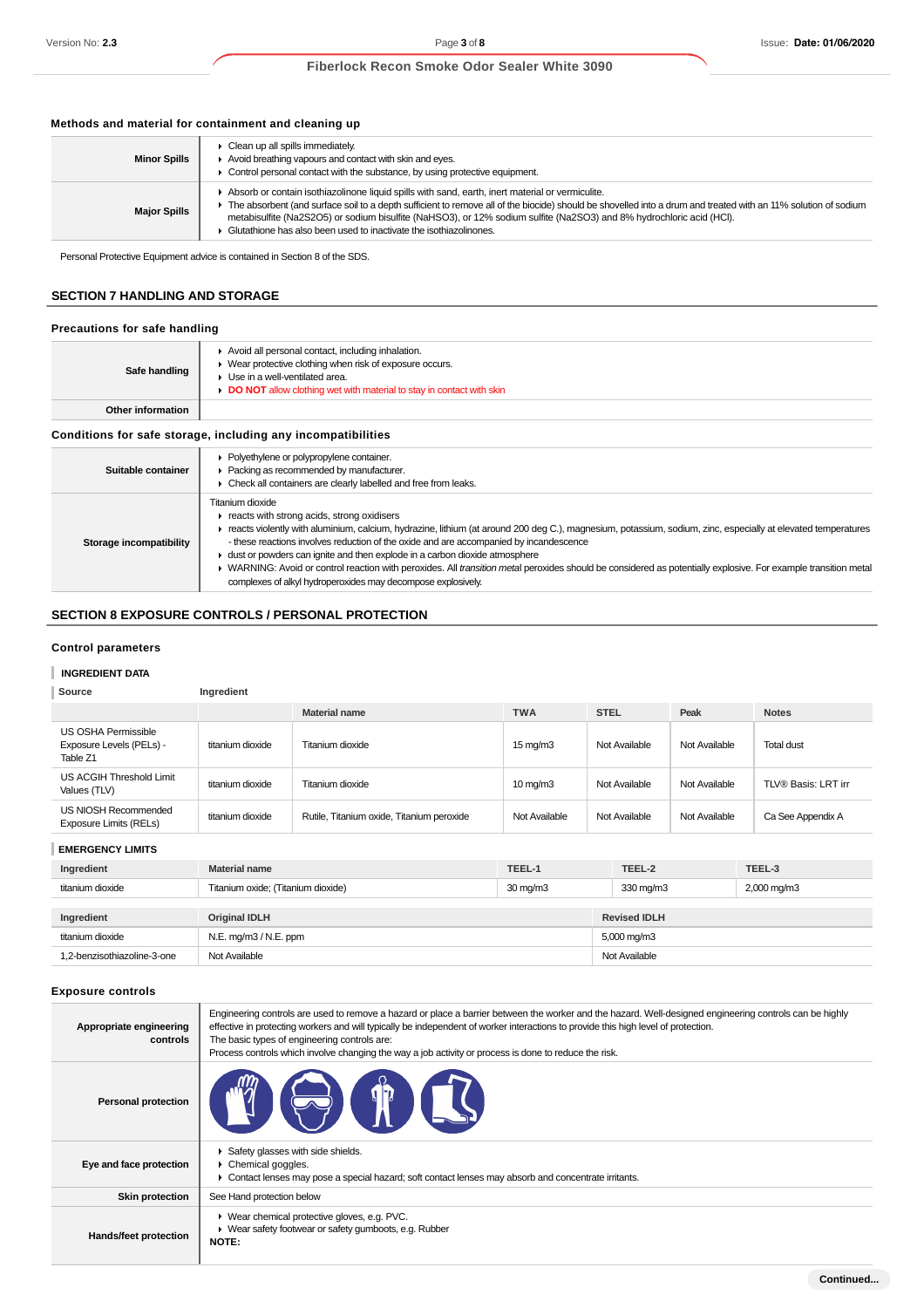### Methods and material for containment and cleaning up

| | |
|---|---|
| **Minor Spills** | ▸ Clean up all spills immediately.<br>▸ Avoid breathing vapours and contact with skin and eyes.<br>▸ Control personal contact with the substance, by using protective equipment. |
| **Major Spills** | ▸ Absorb or contain isothiazolinone liquid spills with sand, earth, inert material or vermiculite.<br>▸ The absorbent (and surface soil to a depth sufficient to remove all of the biocide) should be shovelled into a drum and treated with an 11% solution of sodium metabisulfite ($Na_2S_2O_5$) or sodium bisulfite ($NaHSO_3$), or 12% sodium sulfite ($Na_2SO_3$) and 8% hydrochloric acid (HCl).<br>▸ Glutathione has also been used to inactivate the isothiazolinones. |

Personal Protective Equipment advice is contained in Section 8 of the SDS.

## SECTION 7 HANDLING AND STORAGE

### Precautions for safe handling

| | |
|---|---|
| **Safe handling** | ▸ Avoid all personal contact, including inhalation.<br>▸ Wear protective clothing when risk of exposure occurs.<br>▸ Use in a well-ventilated area.<br>▸ **DO NOT** allow clothing wet with material to stay in contact with skin |
| **Other information** | |

### Conditions for safe storage, including any incompatibilities

| | |
|---|---|
| **Suitable container** | ▸ Polyethylene or polypropylene container.<br>▸ Packing as recommended by manufacturer.<br>▸ Check all containers are clearly labelled and free from leaks. |
| **Storage incompatibility** | Titanium dioxide<br>▸ reacts with strong acids, strong oxidisers<br>▸ reacts violently with aluminium, calcium, hydrazine, lithium (at around 200 deg C.), magnesium, potassium, sodium, zinc, especially at elevated temperatures - these reactions involves reduction of the oxide and are accompanied by incandescence<br>▸ dust or powders can ignite and then explode in a carbon dioxide atmosphere<br>▸ WARNING: Avoid or control reaction with peroxides. All *transition metal* peroxides should be considered as potentially explosive. For example transition metal complexes of alkyl hydroperoxides may decompose explosively. |

## SECTION 8 EXPOSURE CONTROLS / PERSONAL PROTECTION

### Control parameters

**INGREDIENT DATA**

| Source | Ingredient | Material name | TWA | STEL | Peak | Notes |
|---|---|---|---|---|---|---|
| US OSHA Permissible Exposure Levels (PELs) - Table Z1 | titanium dioxide | Titanium dioxide | 15 mg/m3 | Not Available | Not Available | Total dust |
| US ACGIH Threshold Limit Values (TLV) | titanium dioxide | Titanium dioxide | 10 mg/m3 | Not Available | Not Available | TLV® Basis: LRT irr |
| US NIOSH Recommended Exposure Limits (RELs) | titanium dioxide | Rutile, Titanium oxide, Titanium peroxide | Not Available | Not Available | Not Available | Ca See Appendix A |

**EMERGENCY LIMITS**

| Ingredient | Material name | TEEL-1 | TEEL-2 | TEEL-3 |
|---|---|---|---|---|
| titanium dioxide | Titanium oxide; (Titanium dioxide) | 30 mg/m3 | 330 mg/m3 | 2,000 mg/m3 |

| Ingredient | Original IDLH | Revised IDLH |
|---|---|---|
| titanium dioxide | N.E. mg/m3 / N.E. ppm | 5,000 mg/m3 |
| 1,2-benzisothiazoline-3-one | Not Available | Not Available |

### Exposure controls

| | |
|---|---|
| **Appropriate engineering controls** | Engineering controls are used to remove a hazard or place a barrier between the worker and the hazard. Well-designed engineering controls can be highly effective in protecting workers and will typically be independent of worker interactions to provide this high level of protection.<br>The basic types of engineering controls are:<br>Process controls which involve changing the way a job activity or process is done to reduce the risk. |
| **Personal protection** | |
| **Eye and face protection** | ▸ Safety glasses with side shields.<br>▸ Chemical goggles.<br>▸ Contact lenses may pose a special hazard; soft contact lenses may absorb and concentrate irritants. |
| **Skin protection** | See Hand protection below |
| **Hands/feet protection** | ▸ Wear chemical protective gloves, e.g. PVC.<br>▸ Wear safety footwear or safety gumboots, e.g. Rubber<br>**NOTE:** |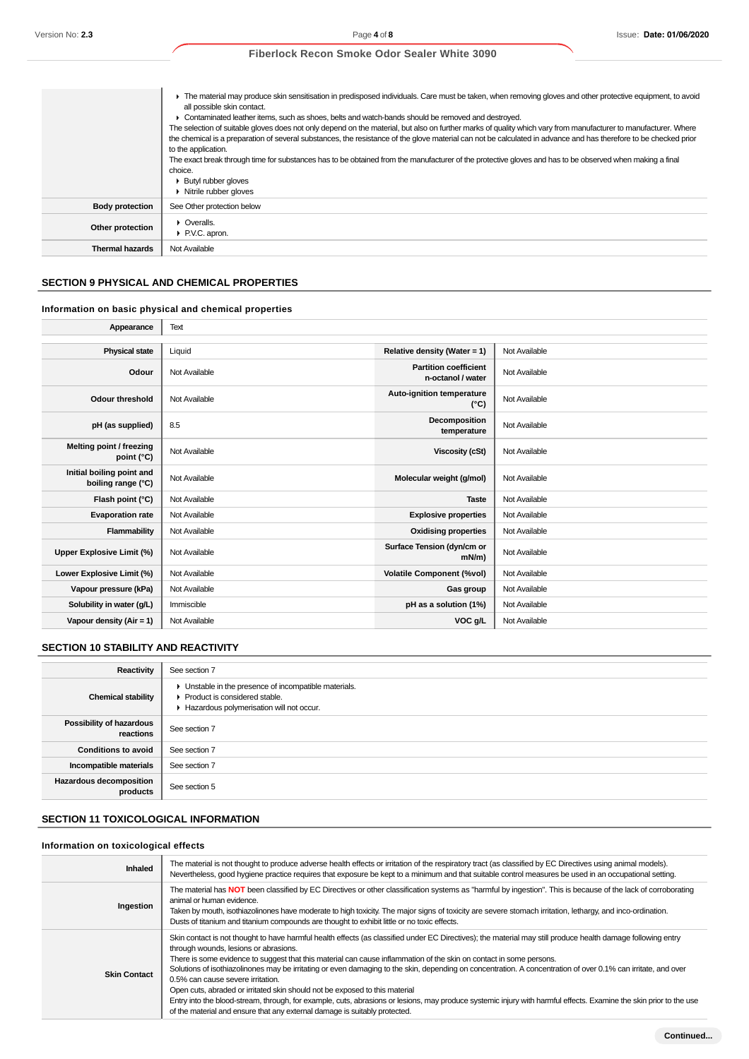| | |
|---|---|
| | ▸ The material may produce skin sensitisation in predisposed individuals. Care must be taken, when removing gloves and other protective equipment, to avoid all possible skin contact.<br>▸ Contaminated leather items, such as shoes, belts and watch-bands should be removed and destroyed.<br>The selection of suitable gloves does not only depend on the material, but also on further marks of quality which vary from manufacturer to manufacturer. Where the chemical is a preparation of several substances, the resistance of the glove material can not be calculated in advance and has therefore to be checked prior to the application.<br>The exact break through time for substances has to be obtained from the manufacturer of the protective gloves and has to be observed when making a final choice.<br>▸ Butyl rubber gloves<br>▸ Nitrile rubber gloves |
| **Body protection** | See Other protection below |
| **Other protection** | ▸ Overalls.<br>▸ P.V.C. apron. |
| **Thermal hazards** | Not Available |

## SECTION 9 PHYSICAL AND CHEMICAL PROPERTIES

### Information on basic physical and chemical properties

| | | | |
|---|---|---|---|
| **Appearance** | Text | | |
| **Physical state** | Liquid | **Relative density (Water = 1)** | Not Available |
| **Odour** | Not Available | **Partition coefficient n-octanol / water** | Not Available |
| **Odour threshold** | Not Available | **Auto-ignition temperature (°C)** | Not Available |
| **pH (as supplied)** | 8.5 | **Decomposition temperature** | Not Available |
| **Melting point / freezing point (°C)** | Not Available | **Viscosity (cSt)** | Not Available |
| **Initial boiling point and boiling range (°C)** | Not Available | **Molecular weight (g/mol)** | Not Available |
| **Flash point (°C)** | Not Available | **Taste** | Not Available |
| **Evaporation rate** | Not Available | **Explosive properties** | Not Available |
| **Flammability** | Not Available | **Oxidising properties** | Not Available |
| **Upper Explosive Limit (%)** | Not Available | **Surface Tension (dyn/cm or mN/m)** | Not Available |
| **Lower Explosive Limit (%)** | Not Available | **Volatile Component (%vol)** | Not Available |
| **Vapour pressure (kPa)** | Not Available | **Gas group** | Not Available |
| **Solubility in water (g/L)** | Immiscible | **pH as a solution (1%)** | Not Available |
| **Vapour density (Air = 1)** | Not Available | **VOC g/L** | Not Available |

## SECTION 10 STABILITY AND REACTIVITY

| | |
|---|---|
| **Reactivity** | See section 7 |
| **Chemical stability** | ▸ Unstable in the presence of incompatible materials.<br>▸ Product is considered stable.<br>▸ Hazardous polymerisation will not occur. |
| **Possibility of hazardous reactions** | See section 7 |
| **Conditions to avoid** | See section 7 |
| **Incompatible materials** | See section 7 |
| **Hazardous decomposition products** | See section 5 |

## SECTION 11 TOXICOLOGICAL INFORMATION

### Information on toxicological effects

| | |
|---|---|
| **Inhaled** | The material is not thought to produce adverse health effects or irritation of the respiratory tract (as classified by EC Directives using animal models). Nevertheless, good hygiene practice requires that exposure be kept to a minimum and that suitable control measures be used in an occupational setting. |
| **Ingestion** | The material has **NOT** been classified by EC Directives or other classification systems as "harmful by ingestion". This is because of the lack of corroborating animal or human evidence.<br>Taken by mouth, isothiazolinones have moderate to high toxicity. The major signs of toxicity are severe stomach irritation, lethargy, and inco-ordination.<br>Dusts of titanium and titanium compounds are thought to exhibit little or no toxic effects. |
| **Skin Contact** | Skin contact is not thought to have harmful health effects (as classified under EC Directives); the material may still produce health damage following entry through wounds, lesions or abrasions.<br>There is some evidence to suggest that this material can cause inflammation of the skin on contact in some persons.<br>Solutions of isothiazolinones may be irritating or even damaging to the skin, depending on concentration. A concentration of over 0.1% can irritate, and over 0.5% can cause severe irritation.<br>Open cuts, abraded or irritated skin should not be exposed to this material<br>Entry into the blood-stream, through, for example, cuts, abrasions or lesions, may produce systemic injury with harmful effects. Examine the skin prior to the use of the material and ensure that any external damage is suitably protected. |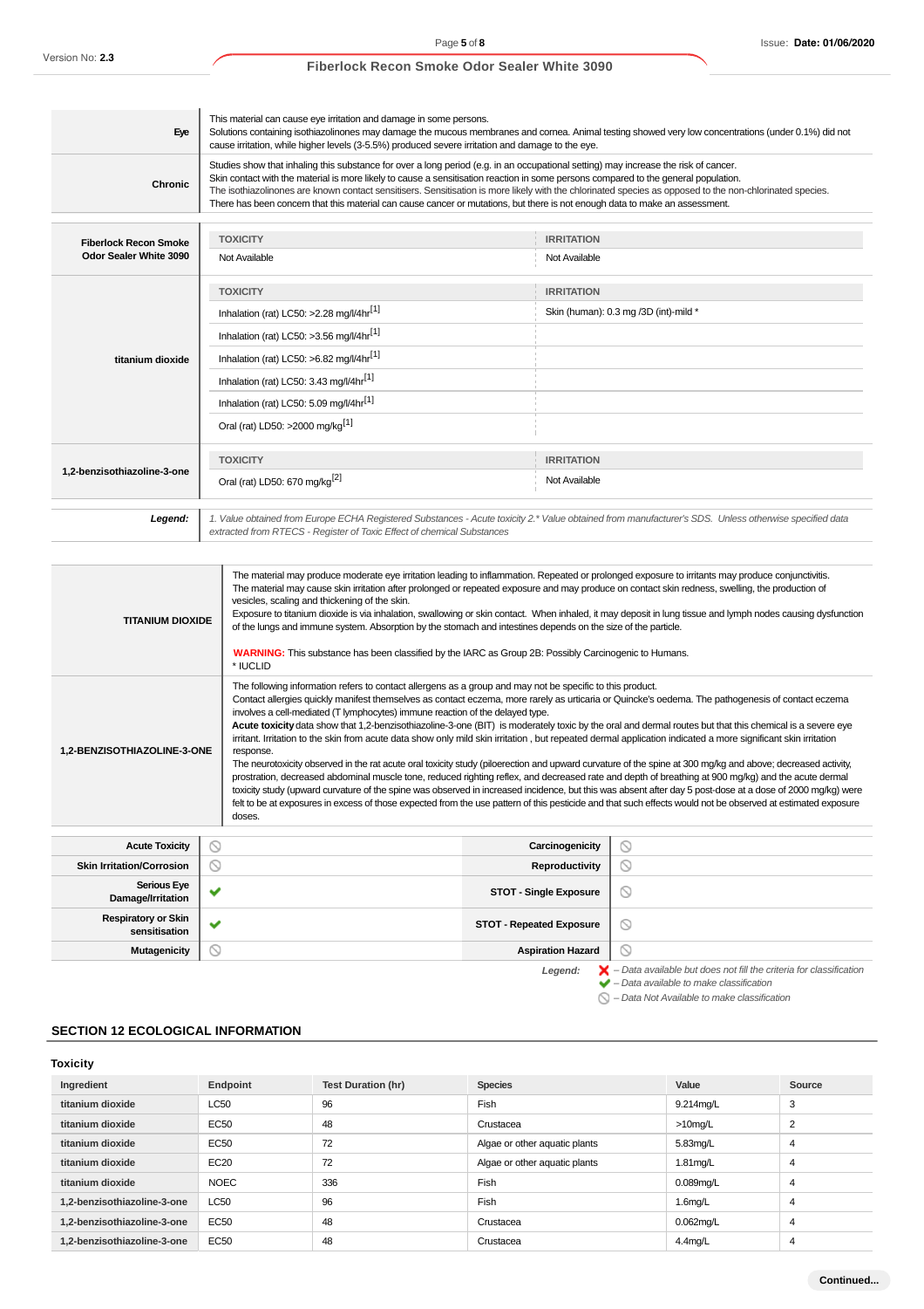| | |
|---|---|
| **Eye** | This material can cause eye irritation and damage in some persons. Solutions containing isothiazolinones may damage the mucous membranes and cornea. Animal testing showed very low concentrations (under 0.1%) did not cause irritation, while higher levels (3-5.5%) produced severe irritation and damage to the eye. |
| **Chronic** | Studies show that inhaling this substance for over a long period (e.g. in an occupational setting) may increase the risk of cancer. Skin contact with the material is more likely to cause a sensitisation reaction in some persons compared to the general population. The isothiazolinones are known contact sensitisers. Sensitisation is more likely with the chlorinated species as opposed to the non-chlorinated species. There has been concern that this material can cause cancer or mutations, but there is not enough data to make an assessment. |

| | TOXICITY | IRRITATION |
|---|---|---|
| **Fiberlock Recon Smoke Odor Sealer White 3090** | Not Available | Not Available |
| **titanium dioxide** | Inhalation (rat) LC50: >2.28 mg/l/4hr[1] | Skin (human): 0.3 mg /3D (int)-mild * |
| | Inhalation (rat) LC50: >3.56 mg/l/4hr[1] | |
| | Inhalation (rat) LC50: >6.82 mg/l/4hr[1] | |
| | Inhalation (rat) LC50: 3.43 mg/l/4hr[1] | |
| | Inhalation (rat) LC50: 5.09 mg/l/4hr[1] | |
| | Oral (rat) LD50: >2000 mg/kg[1] | |
| **1,2-benzisothiazoline-3-one** | Oral (rat) LD50: 670 mg/kg[2] | Not Available |

**Legend:** *1. Value obtained from Europe ECHA Registered Substances - Acute toxicity 2.* Value obtained from manufacturer's SDS. Unless otherwise specified data extracted from RTECS - Register of Toxic Effect of chemical Substances*

| | |
|---|---|
| **TITANIUM DIOXIDE** | The material may produce moderate eye irritation leading to inflammation. Repeated or prolonged exposure to irritants may produce conjunctivitis. The material may cause skin irritation after prolonged or repeated exposure and may produce on contact skin redness, swelling, the production of vesicles, scaling and thickening of the skin. Exposure to titanium dioxide is via inhalation, swallowing or skin contact. When inhaled, it may deposit in lung tissue and lymph nodes causing dysfunction of the lungs and immune system. Absorption by the stomach and intestines depends on the size of the particle.<br><br>**WARNING:** This substance has been classified by the IARC as Group 2B: Possibly Carcinogenic to Humans.<br>* IUCLID |
| **1,2-BENZISOTHIAZOLINE-3-ONE** | The following information refers to contact allergens as a group and may not be specific to this product. Contact allergies quickly manifest themselves as contact eczema, more rarely as urticaria or Quincke's oedema. The pathogenesis of contact eczema involves a cell-mediated (T lymphocytes) immune reaction of the delayed type. **Acute toxicity** data show that 1,2-benzisothiazoline-3-one (BIT) is moderately toxic by the oral and dermal routes but that this chemical is a severe eye irritant. Irritation to the skin from acute data show only mild skin irritation , but repeated dermal application indicated a more significant skin irritation response. The neurotoxicity observed in the rat acute oral toxicity study (piloerection and upward curvature of the spine at 300 mg/kg and above; decreased activity, prostration, decreased abdominal muscle tone, reduced righting reflex, and decreased rate and depth of breathing at 900 mg/kg) and the acute dermal toxicity study (upward curvature of the spine was observed in increased incidence, but this was absent after day 5 post-dose at a dose of 2000 mg/kg) were felt to be at exposures in excess of those expected from the use pattern of this pesticide and that such effects would not be observed at estimated exposure doses. |

| | | | |
|---|---|---|---|
| **Acute Toxicity** | ⃠ | **Carcinogenicity** | ⃠ |
| **Skin Irritation/Corrosion** | ⃠ | **Reproductivity** | ⃠ |
| **Serious Eye Damage/Irritation** | ✔ | **STOT - Single Exposure** | ⃠ |
| **Respiratory or Skin sensitisation** | ✔ | **STOT - Repeated Exposure** | ⃠ |
| **Mutagenicity** | ⃠ | **Aspiration Hazard** | ⃠ |

*Legend:*
- ✘ *– Data available but does not fill the criteria for classification*
- ✔ *– Data available to make classification*
- ⃠ *– Data Not Available to make classification*

## SECTION 12 ECOLOGICAL INFORMATION

### Toxicity

| Ingredient | Endpoint | Test Duration (hr) | Species | Value | Source |
|---|---|---|---|---|---|
| titanium dioxide | LC50 | 96 | Fish | 9.214mg/L | 3 |
| titanium dioxide | EC50 | 48 | Crustacea | >10mg/L | 2 |
| titanium dioxide | EC50 | 72 | Algae or other aquatic plants | 5.83mg/L | 4 |
| titanium dioxide | EC20 | 72 | Algae or other aquatic plants | 1.81mg/L | 4 |
| titanium dioxide | NOEC | 336 | Fish | 0.089mg/L | 4 |
| 1,2-benzisothiazoline-3-one | LC50 | 96 | Fish | 1.6mg/L | 4 |
| 1,2-benzisothiazoline-3-one | EC50 | 48 | Crustacea | 0.062mg/L | 4 |
| 1,2-benzisothiazoline-3-one | EC50 | 48 | Crustacea | 4.4mg/L | 4 |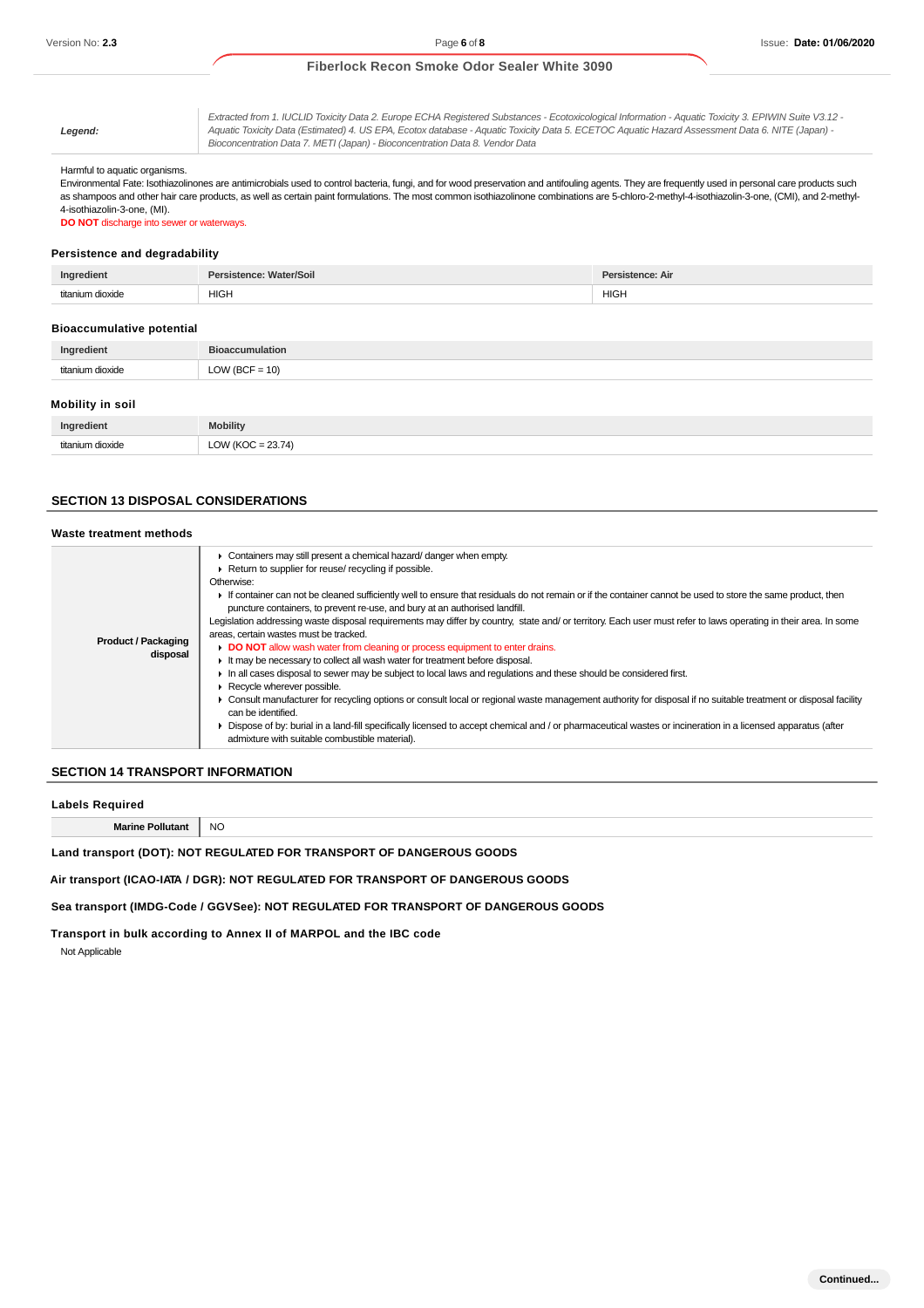| | |
|---|---|
| ***Legend:*** | *Extracted from 1. IUCLID Toxicity Data 2. Europe ECHA Registered Substances - Ecotoxicological Information - Aquatic Toxicity 3. EPIWIN Suite V3.12 - Aquatic Toxicity Data (Estimated) 4. US EPA, Ecotox database - Aquatic Toxicity Data 5. ECETOC Aquatic Hazard Assessment Data 6. NITE (Japan) - Bioconcentration Data 7. METI (Japan) - Bioconcentration Data 8. Vendor Data* |

Harmful to aquatic organisms.
Environmental Fate: Isothiazolinones are antimicrobials used to control bacteria, fungi, and for wood preservation and antifouling agents. They are frequently used in personal care products such as shampoos and other hair care products, as well as certain paint formulations. The most common isothiazolinone combinations are 5-chloro-2-methyl-4-isothiazolin-3-one, (CMI), and 2-methyl-4-isothiazolin-3-one, (MI).
**DO NOT** discharge into sewer or waterways.

### Persistence and degradability

| Ingredient | Persistence: Water/Soil | Persistence: Air |
|---|---|---|
| titanium dioxide | HIGH | HIGH |

### Bioaccumulative potential

| Ingredient | Bioaccumulation |
|---|---|
| titanium dioxide | LOW (BCF = 10) |

### Mobility in soil

| Ingredient | Mobility |
|---|---|
| titanium dioxide | LOW (KOC = 23.74) |

## SECTION 13 DISPOSAL CONSIDERATIONS

### Waste treatment methods

| | |
|---|---|
| **Product / Packaging disposal** | ▸ Containers may still present a chemical hazard/ danger when empty.<br>▸ Return to supplier for reuse/ recycling if possible.<br>Otherwise:<br>▸ If container can not be cleaned sufficiently well to ensure that residuals do not remain or if the container cannot be used to store the same product, then puncture containers, to prevent re-use, and bury at an authorised landfill.<br>Legislation addressing waste disposal requirements may differ by country, state and/ or territory. Each user must refer to laws operating in their area. In some areas, certain wastes must be tracked.<br>▸ **DO NOT** allow wash water from cleaning or process equipment to enter drains.<br>▸ It may be necessary to collect all wash water for treatment before disposal.<br>▸ In all cases disposal to sewer may be subject to local laws and regulations and these should be considered first.<br>▸ Recycle wherever possible.<br>▸ Consult manufacturer for recycling options or consult local or regional waste management authority for disposal if no suitable treatment or disposal facility can be identified.<br>▸ Dispose of by: burial in a land-fill specifically licensed to accept chemical and / or pharmaceutical wastes or incineration in a licensed apparatus (after admixture with suitable combustible material). |

## SECTION 14 TRANSPORT INFORMATION

### Labels Required

| | |
|---|---|
| **Marine Pollutant** | NO |

**Land transport (DOT): NOT REGULATED FOR TRANSPORT OF DANGEROUS GOODS**

**Air transport (ICAO-IATA / DGR): NOT REGULATED FOR TRANSPORT OF DANGEROUS GOODS**

**Sea transport (IMDG-Code / GGVSee): NOT REGULATED FOR TRANSPORT OF DANGEROUS GOODS**

**Transport in bulk according to Annex II of MARPOL and the IBC code**

Not Applicable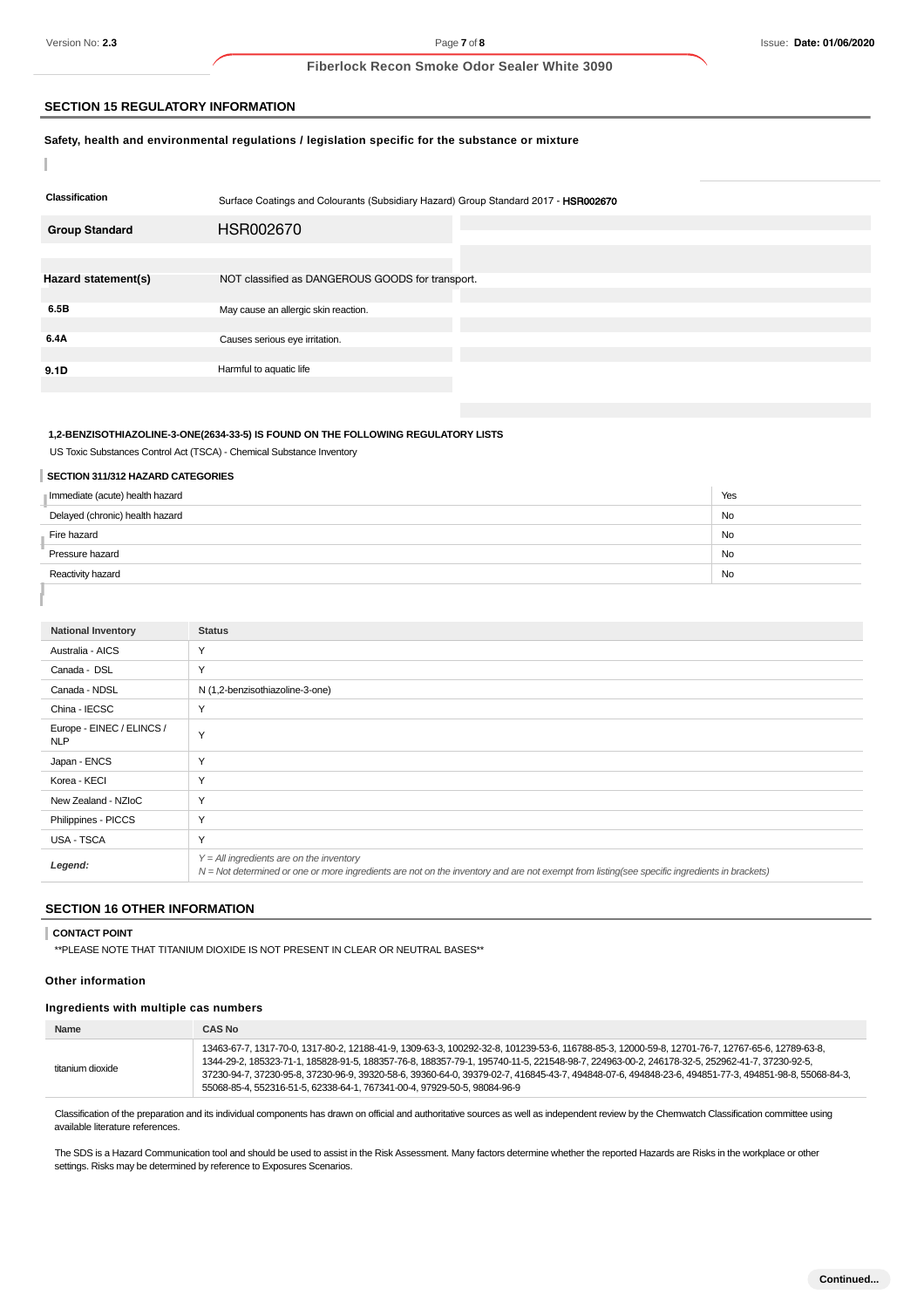## SECTION 15 REGULATORY INFORMATION

**Safety, health and environmental regulations / legislation specific for the substance or mixture**

| | |
|---|---|
| **Classification** | Surface Coatings and Colourants (Subsidiary Hazard) Group Standard 2017 - **HSR002670** |
| **Group Standard** | HSR002670 |
| **Hazard statement(s)** | NOT classified as DANGEROUS GOODS for transport. |
| **6.5B** | May cause an allergic skin reaction. |
| **6.4A** | Causes serious eye irritation. |
| **9.1D** | Harmful to aquatic life |

**1,2-BENZISOTHIAZOLINE-3-ONE(2634-33-5) IS FOUND ON THE FOLLOWING REGULATORY LISTS**

US Toxic Substances Control Act (TSCA) - Chemical Substance Inventory

**SECTION 311/312 HAZARD CATEGORIES**

| | |
|---|---|
| Immediate (acute) health hazard | Yes |
| Delayed (chronic) health hazard | No |
| Fire hazard | No |
| Pressure hazard | No |
| Reactivity hazard | No |

| National Inventory | Status |
|---|---|
| Australia - AICS | Y |
| Canada - DSL | Y |
| Canada - NDSL | N (1,2-benzisothiazoline-3-one) |
| China - IECSC | Y |
| Europe - EINEC / ELINCS / NLP | Y |
| Japan - ENCS | Y |
| Korea - KECI | Y |
| New Zealand - NZIoC | Y |
| Philippines - PICCS | Y |
| USA - TSCA | Y |
| ***Legend:*** | *Y = All ingredients are on the inventory*<br>*N = Not determined or one or more ingredients are not on the inventory and are not exempt from listing(see specific ingredients in brackets)* |

## SECTION 16 OTHER INFORMATION

**CONTACT POINT**

**PLEASE NOTE THAT TITANIUM DIOXIDE IS NOT PRESENT IN CLEAR OR NEUTRAL BASES**

### Other information

### Ingredients with multiple cas numbers

| Name | CAS No |
|---|---|
| titanium dioxide | 13463-67-7, 1317-70-0, 1317-80-2, 12188-41-9, 1309-63-3, 100292-32-8, 101239-53-6, 116788-85-3, 12000-59-8, 12701-76-7, 12767-65-6, 12789-63-8, 1344-29-2, 185323-71-1, 185828-91-5, 188357-76-8, 188357-79-1, 195740-11-5, 221548-98-7, 224963-00-2, 246178-32-5, 252962-41-7, 37230-92-5, 37230-94-7, 37230-95-8, 37230-96-9, 39320-58-6, 39360-64-0, 39379-02-7, 416845-43-7, 494848-07-6, 494848-23-6, 494851-77-3, 494851-98-8, 55068-84-3, 55068-85-4, 552316-51-5, 62338-64-1, 767341-00-4, 97929-50-5, 98084-96-9 |

Classification of the preparation and its individual components has drawn on official and authoritative sources as well as independent review by the Chemwatch Classification committee using available literature references.

The SDS is a Hazard Communication tool and should be used to assist in the Risk Assessment. Many factors determine whether the reported Hazards are Risks in the workplace or other settings. Risks may be determined by reference to Exposures Scenarios.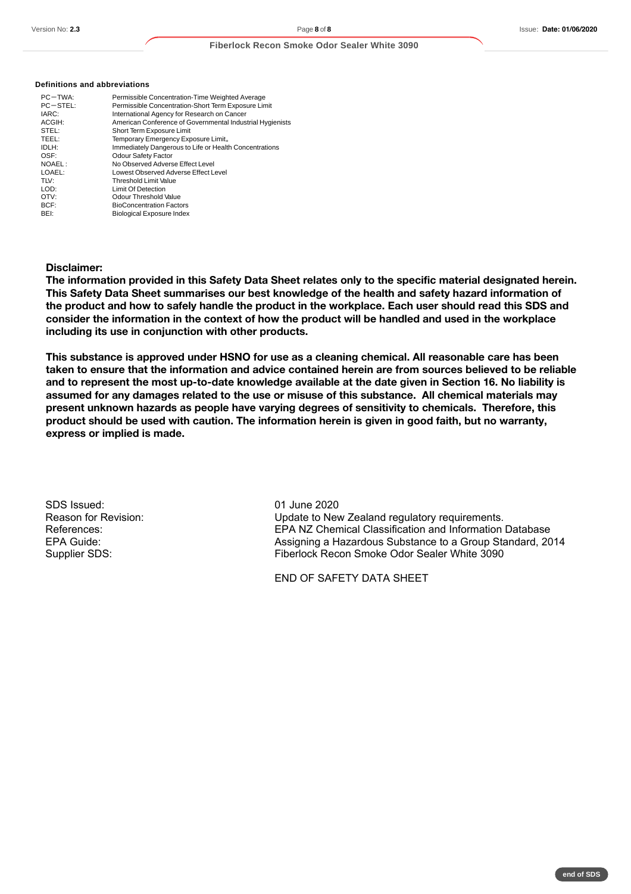### Definitions and abbreviations

| | |
|---|---|
| PC－TWA: | Permissible Concentration-Time Weighted Average |
| PC－STEL: | Permissible Concentration-Short Term Exposure Limit |
| IARC: | International Agency for Research on Cancer |
| ACGIH: | American Conference of Governmental Industrial Hygienists |
| STEL: | Short Term Exposure Limit |
| TEEL: | Temporary Emergency Exposure Limit。 |
| IDLH: | Immediately Dangerous to Life or Health Concentrations |
| OSF: | Odour Safety Factor |
| NOAEL : | No Observed Adverse Effect Level |
| LOAEL: | Lowest Observed Adverse Effect Level |
| TLV: | Threshold Limit Value |
| LOD: | Limit Of Detection |
| OTV: | Odour Threshold Value |
| BCF: | BioConcentration Factors |
| BEI: | Biological Exposure Index |

**Disclaimer:**
**The information provided in this Safety Data Sheet relates only to the specific material designated herein. This Safety Data Sheet summarises our best knowledge of the health and safety hazard information of the product and how to safely handle the product in the workplace. Each user should read this SDS and consider the information in the context of how the product will be handled and used in the workplace including its use in conjunction with other products.**

**This substance is approved under HSNO for use as a cleaning chemical. All reasonable care has been taken to ensure that the information and advice contained herein are from sources believed to be reliable and to represent the most up-to-date knowledge available at the date given in Section 16. No liability is assumed for any damages related to the use or misuse of this substance. All chemical materials may present unknown hazards as people have varying degrees of sensitivity to chemicals. Therefore, this product should be used with caution. The information herein is given in good faith, but no warranty, express or implied is made.**

| | |
|---|---|
| SDS Issued: | 01 June 2020 |
| Reason for Revision: | Update to New Zealand regulatory requirements. |
| References: | EPA NZ Chemical Classification and Information Database |
| EPA Guide: | Assigning a Hazardous Substance to a Group Standard, 2014 |
| Supplier SDS: | Fiberlock Recon Smoke Odor Sealer White 3090 |

END OF SAFETY DATA SHEET

end of SDS